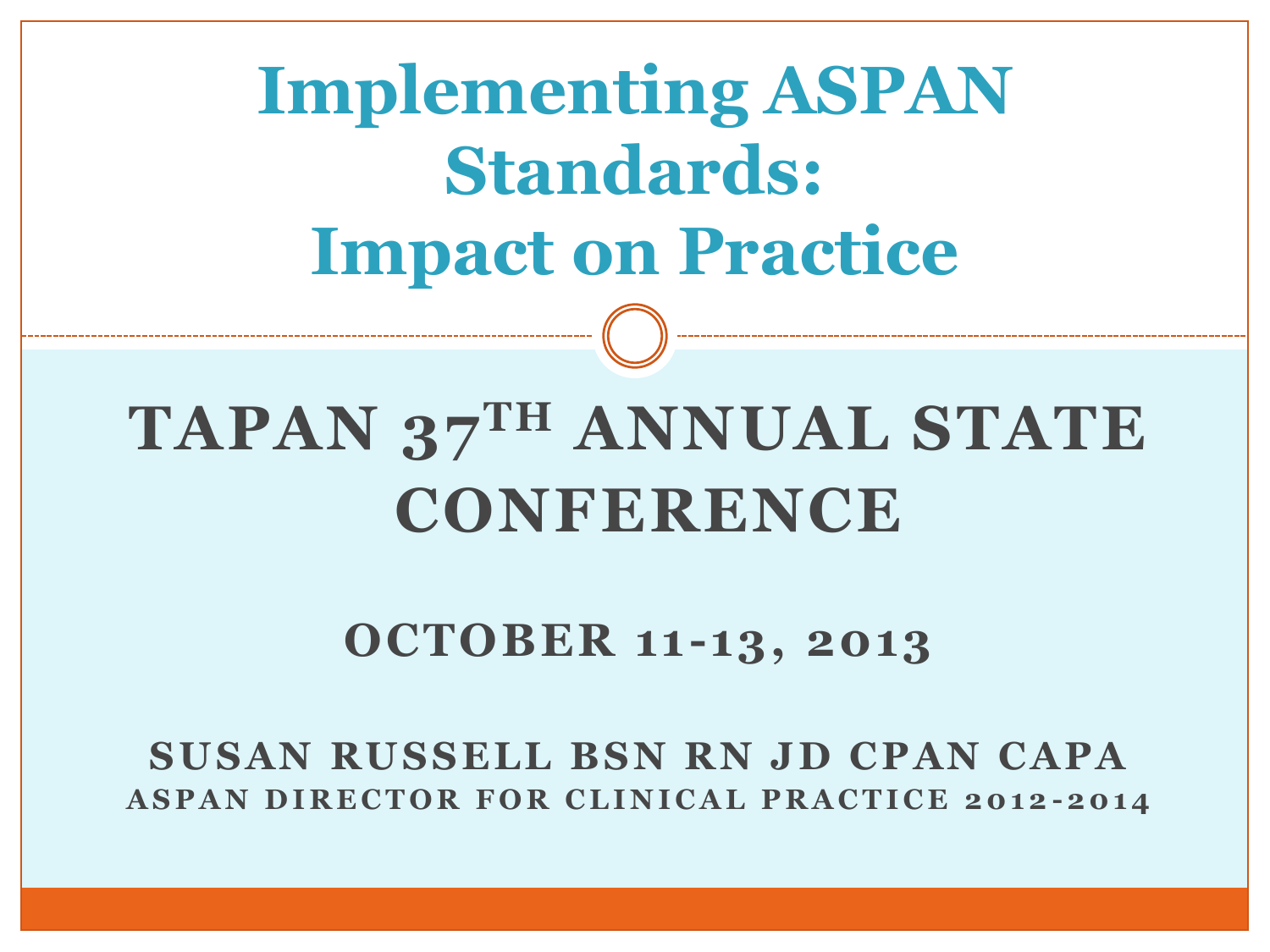# Implementing ASPAN Standards: Impact on Practice

## TAPAN 37TH ANNUAL STATE CONFERENCE

### OCTOBER 11-13, 2013

**SUSAN RUSSELL BSN RN JD CPAN CAPA**

**ASPAN DIRECTOR FOR CLINICAL PRACTICE 2012-2014**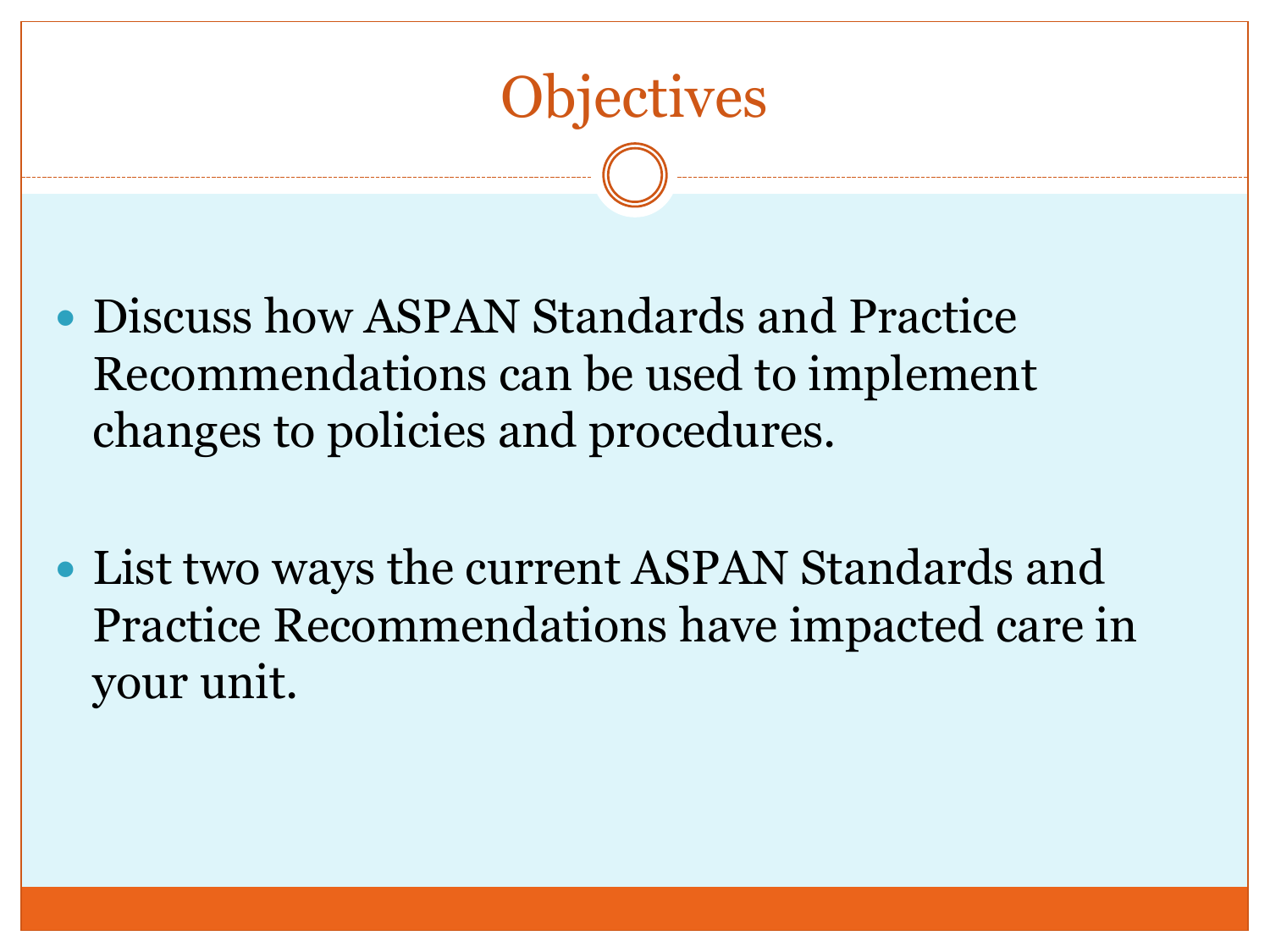# Objectives

- Discuss how ASPAN Standards and Practice Recommendations can be used to implement changes to policies and procedures.

- List two ways the current ASPAN Standards and Practice Recommendations have impacted care in your unit.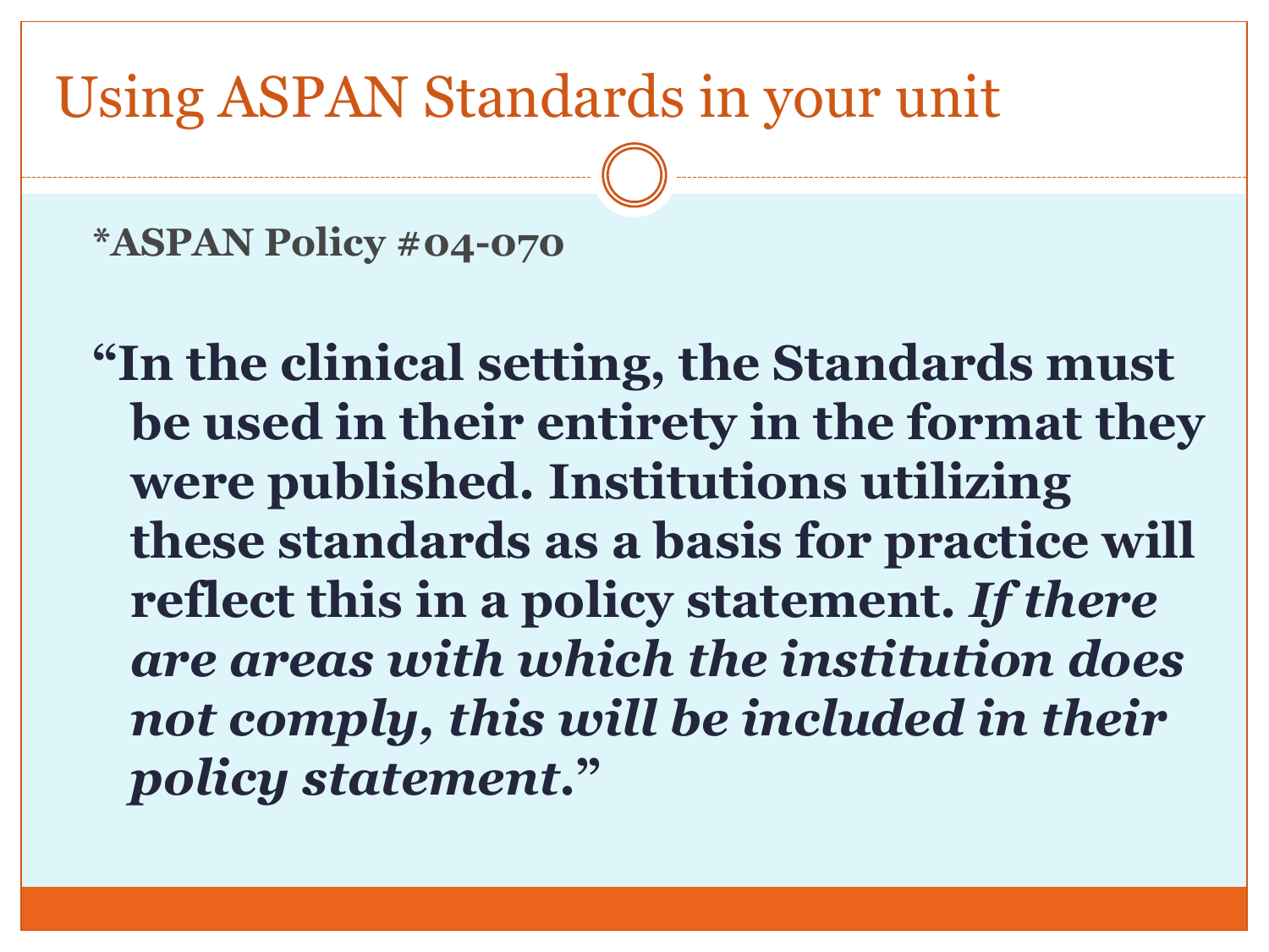# Using ASPAN Standards in your unit

**\*ASPAN Policy #04-070**

**"In the clinical setting, the Standards must be used in their entirety in the format they were published. Institutions utilizing these standards as a basis for practice will reflect this in a policy statement. *If there are areas with which the institution does not comply, this will be included in their policy statement*."**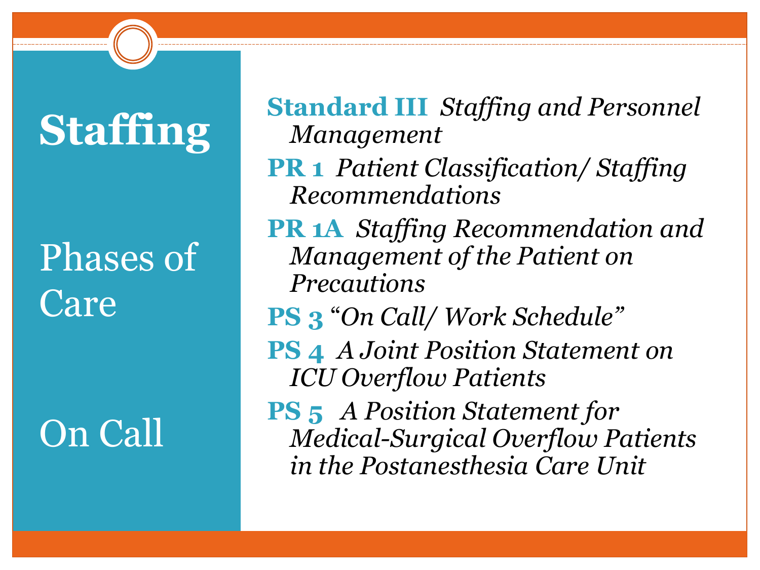# Staffing

## Phases of Care

## On Call

- **Standard III** *Staffing and Personnel Management*
- **PR 1** *Patient Classification/ Staffing Recommendations*
- **PR 1A** *Staffing Recommendation and Management of the Patient on Precautions*
- **PS 3** *"On Call/ Work Schedule"*
- **PS 4** *A Joint Position Statement on ICU Overflow Patients*
- **PS 5** *A Position Statement for Medical-Surgical Overflow Patients in the Postanesthesia Care Unit*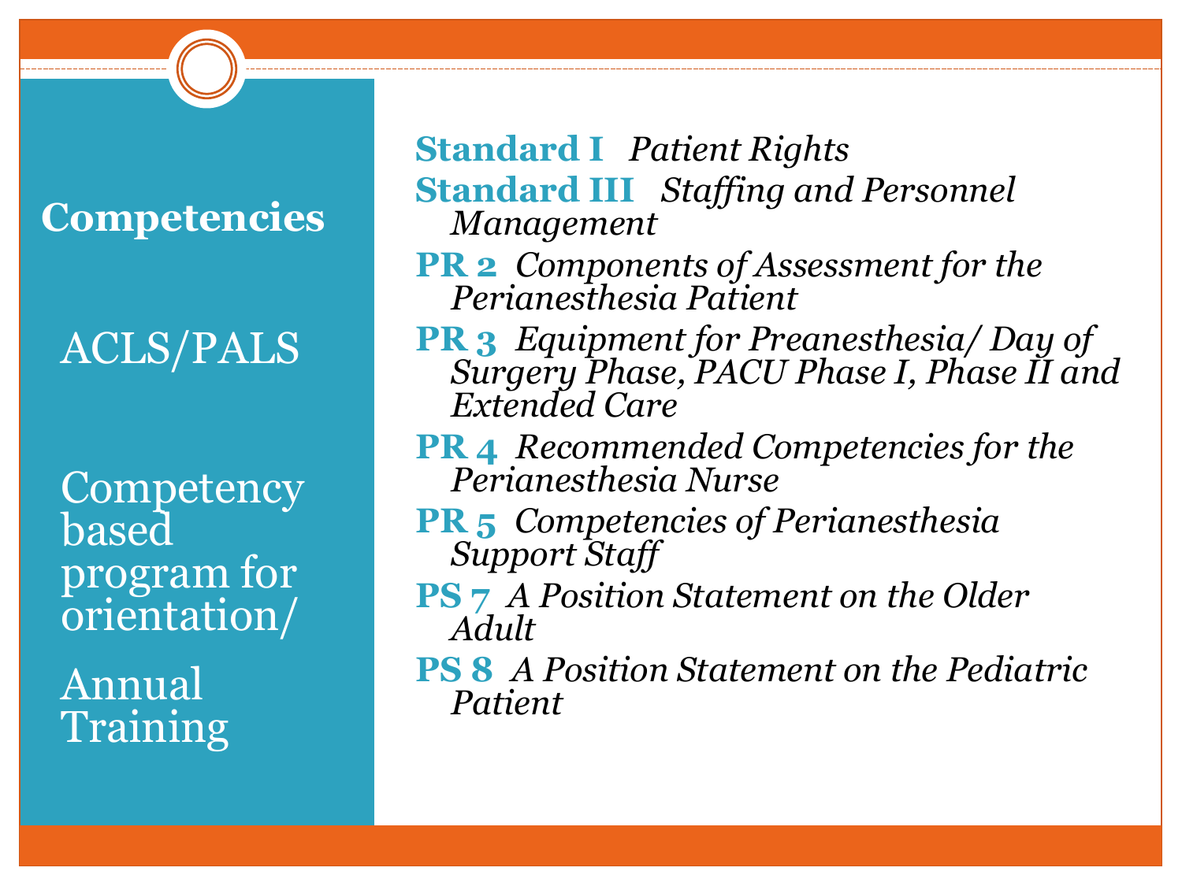## Competencies

ACLS/PALS

Competency based program for orientation/

Annual Training

**Standard I** *Patient Rights*

**Standard III** *Staffing and Personnel Management*

**PR 2** *Components of Assessment for the Perianesthesia Patient*

**PR 3** *Equipment for Preanesthesia/ Day of Surgery Phase, PACU Phase I, Phase II and Extended Care*

**PR 4** *Recommended Competencies for the Perianesthesia Nurse*

**PR 5** *Competencies of Perianesthesia Support Staff*

**PS 7** *A Position Statement on the Older Adult*

**PS 8** *A Position Statement on the Pediatric Patient*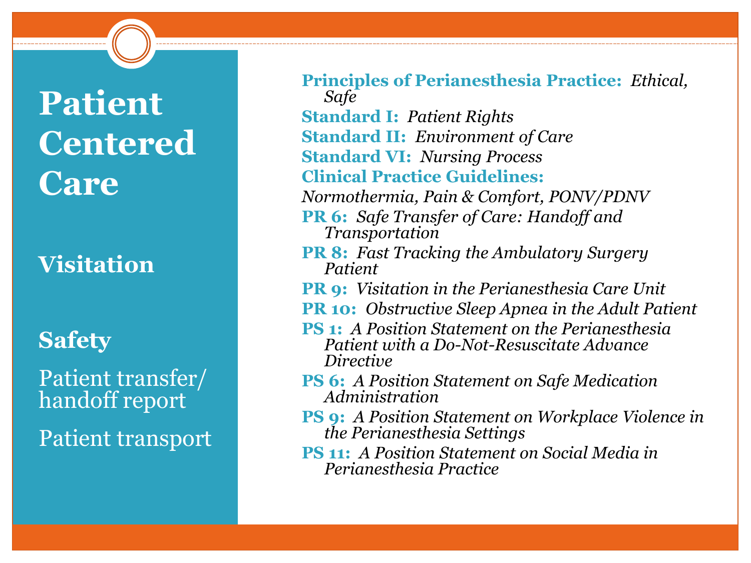# Patient Centered Care

## Visitation

## Safety

Patient transfer/handoff report

Patient transport

**Principles of Perianesthesia Practice:** *Ethical, Safe*

**Standard I:** *Patient Rights*

**Standard II:** *Environment of Care*

**Standard VI:** *Nursing Process*

**Clinical Practice Guidelines:**

*Normothermia, Pain & Comfort, PONV/PDNV*

**PR 6:** *Safe Transfer of Care: Handoff and Transportation*

**PR 8:** *Fast Tracking the Ambulatory Surgery Patient*

**PR 9:** *Visitation in the Perianesthesia Care Unit*

**PR 10:** *Obstructive Sleep Apnea in the Adult Patient*

**PS 1:** *A Position Statement on the Perianesthesia Patient with a Do-Not-Resuscitate Advance Directive*

**PS 6:** *A Position Statement on Safe Medication Administration*

**PS 9:** *A Position Statement on Workplace Violence in the Perianesthesia Settings*

**PS 11:** *A Position Statement on Social Media in Perianesthesia Practice*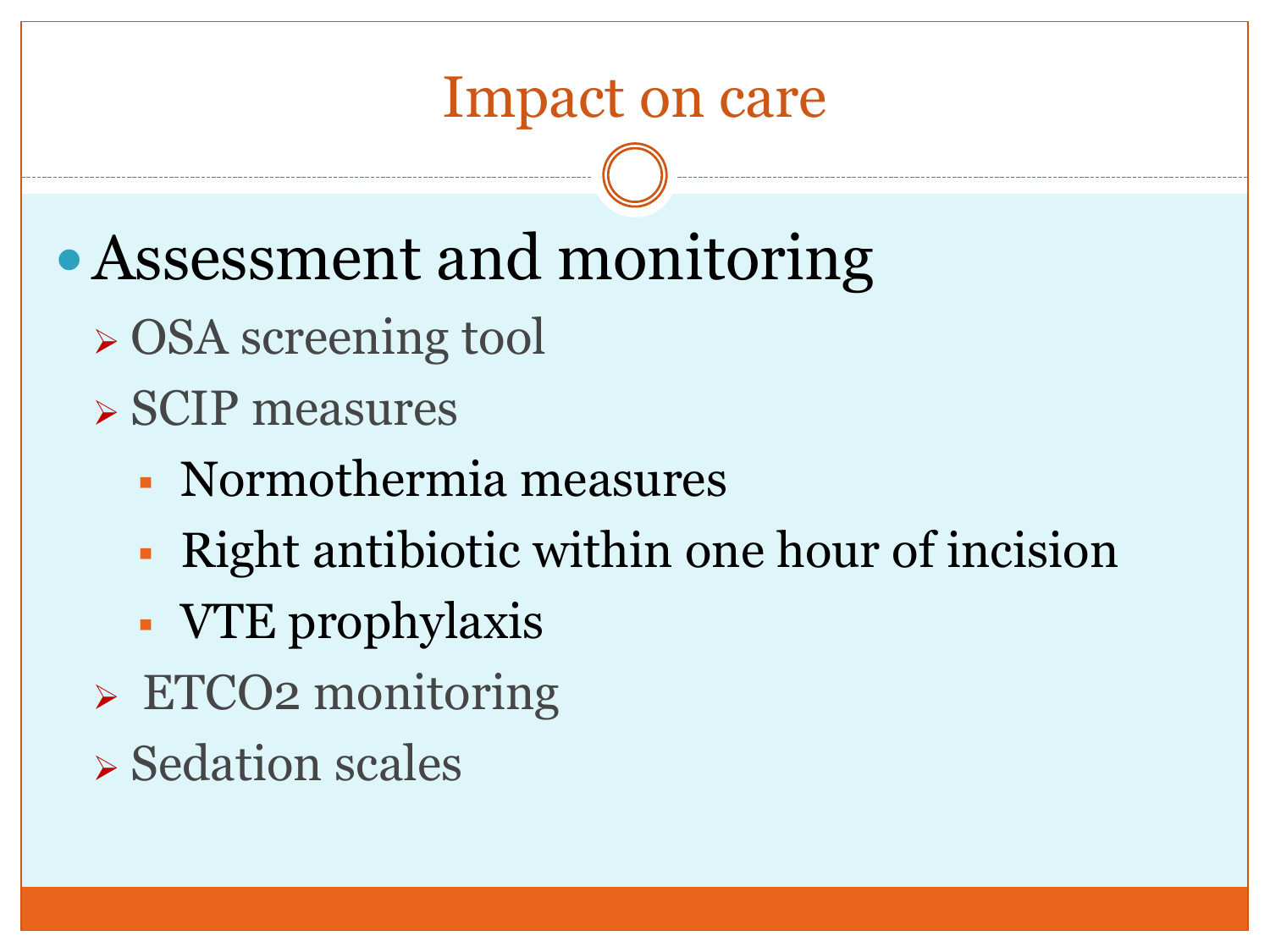# Impact on care

- Assessment and monitoring
  - OSA screening tool
  - SCIP measures
    - Normothermia measures
    - Right antibiotic within one hour of incision
    - VTE prophylaxis
  - ETCO2 monitoring
  - Sedation scales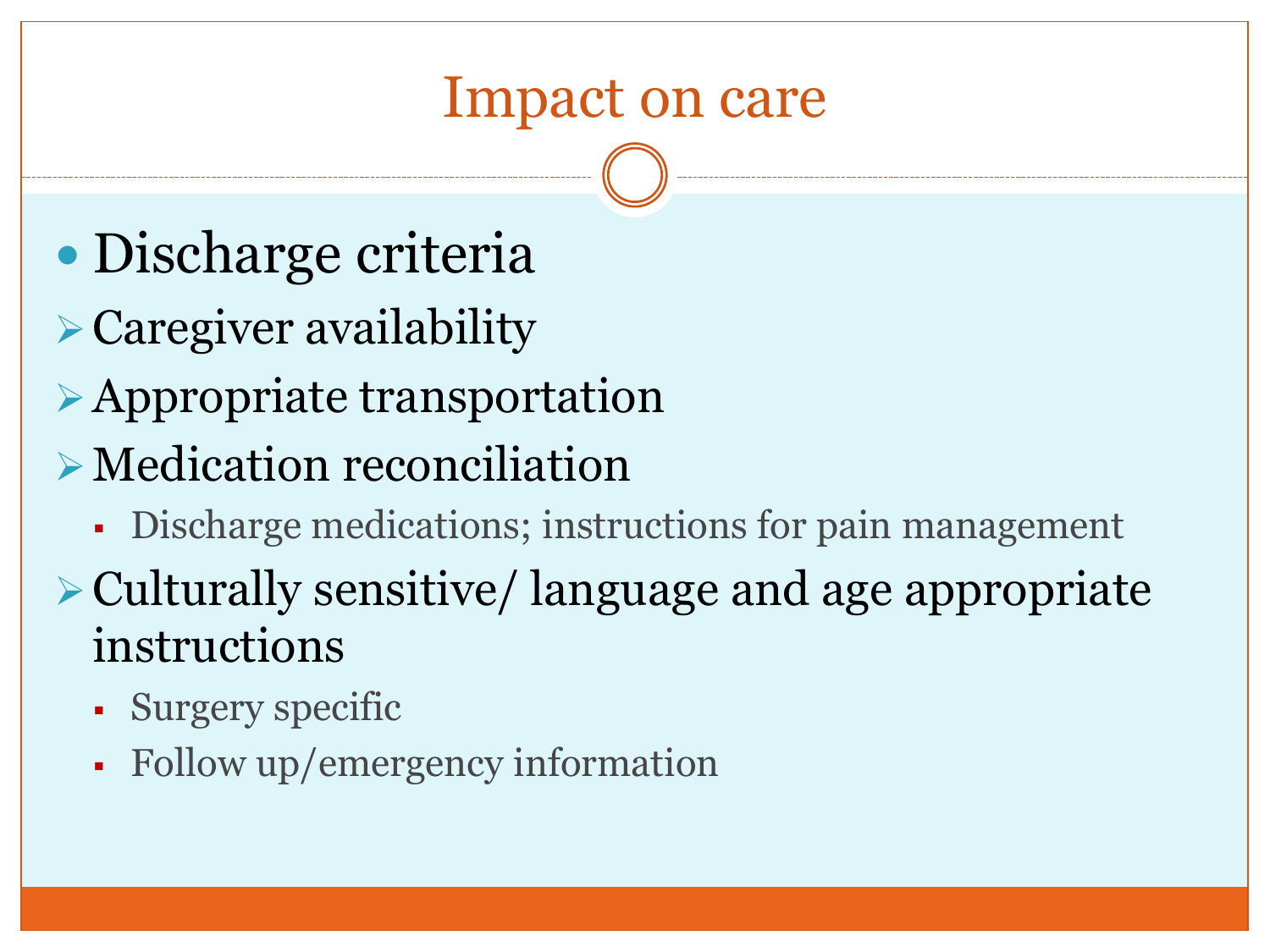# Impact on care

- Discharge criteria
  - Caregiver availability
  - Appropriate transportation
  - Medication reconciliation
    - Discharge medications; instructions for pain management
  - Culturally sensitive/ language and age appropriate instructions
    - Surgery specific
    - Follow up/emergency information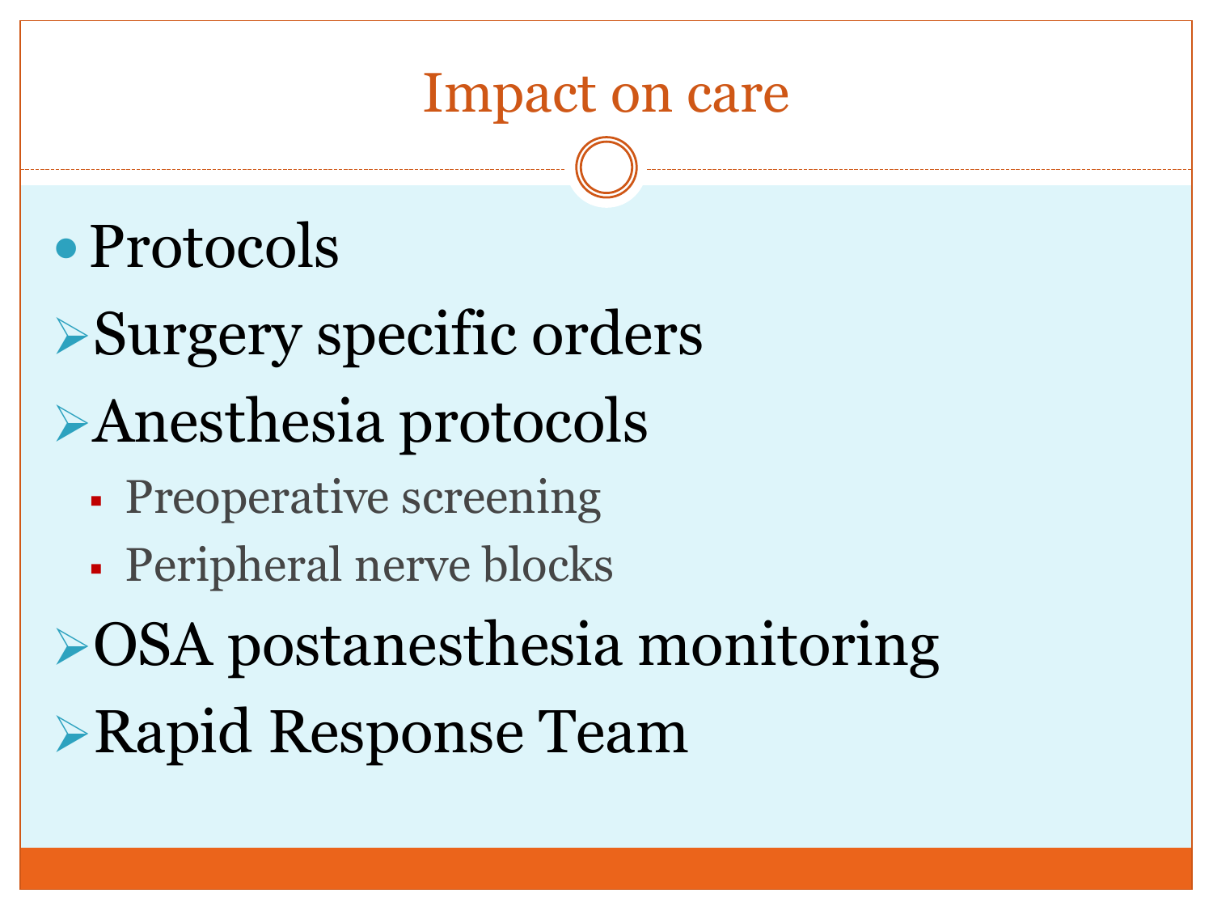# Impact on care

- Protocols
- Surgery specific orders
- Anesthesia protocols
  - Preoperative screening
  - Peripheral nerve blocks
- OSA postanesthesia monitoring
- Rapid Response Team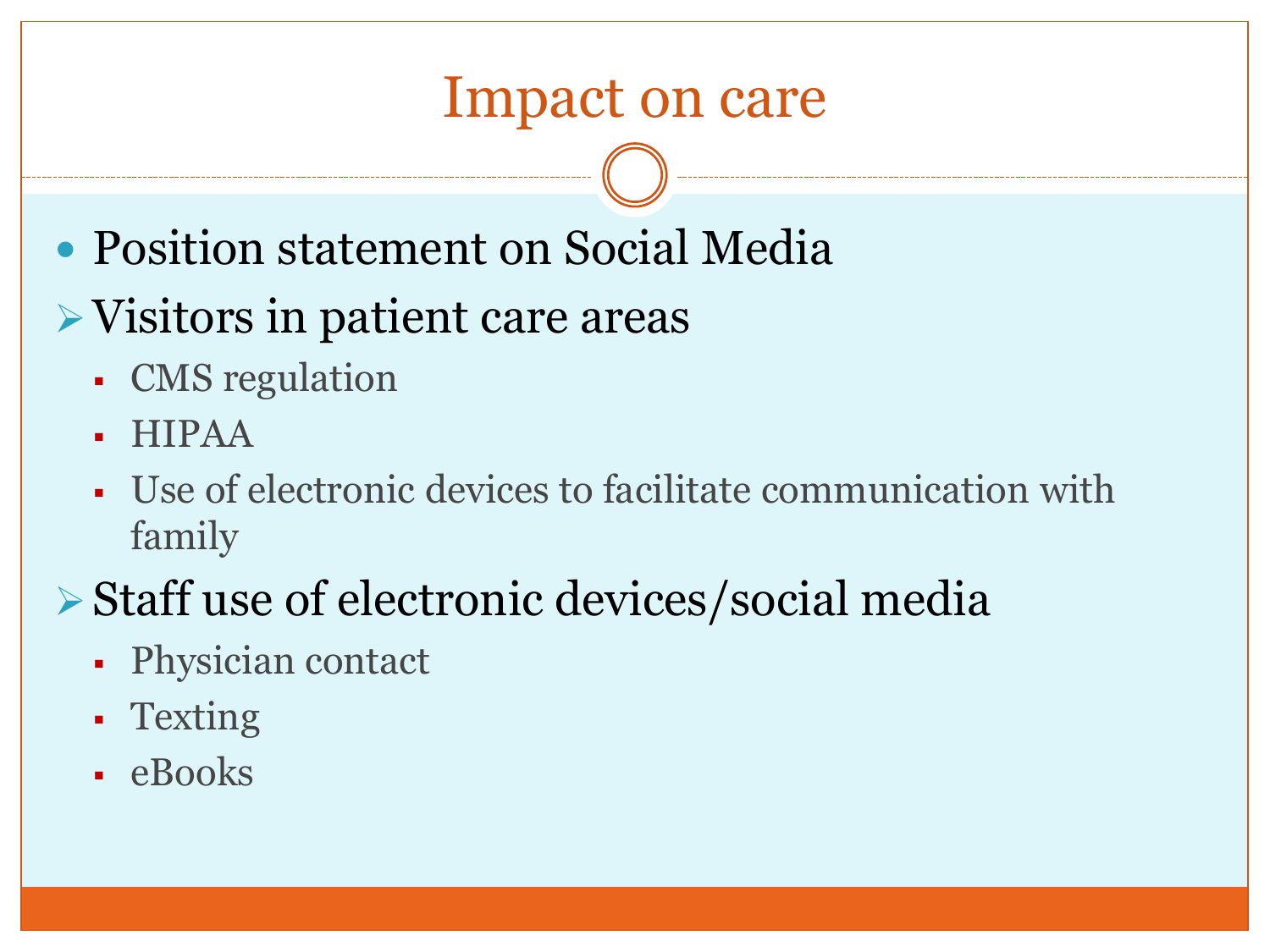# Impact on care

- Position statement on Social Media
- Visitors in patient care areas
  - CMS regulation
  - HIPAA
  - Use of electronic devices to facilitate communication with family
- Staff use of electronic devices/social media
  - Physician contact
  - Texting
  - eBooks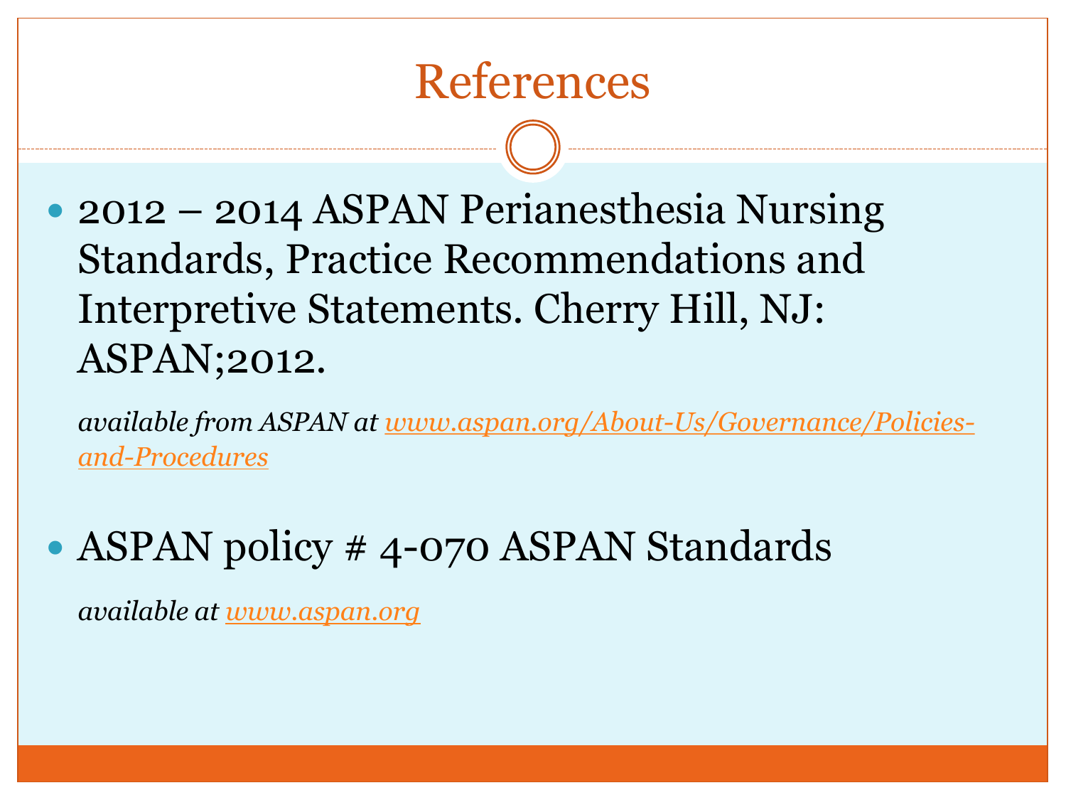# References

- 2012 – 2014 ASPAN Perianesthesia Nursing Standards, Practice Recommendations and Interpretive Statements. Cherry Hill, NJ: ASPAN;2012.

  *available from ASPAN at [www.aspan.org/About-Us/Governance/Policies-and-Procedures](www.aspan.org/About-Us/Governance/Policies-and-Procedures)*

- ASPAN policy # 4-070 ASPAN Standards

  *available at [www.aspan.org](www.aspan.org)*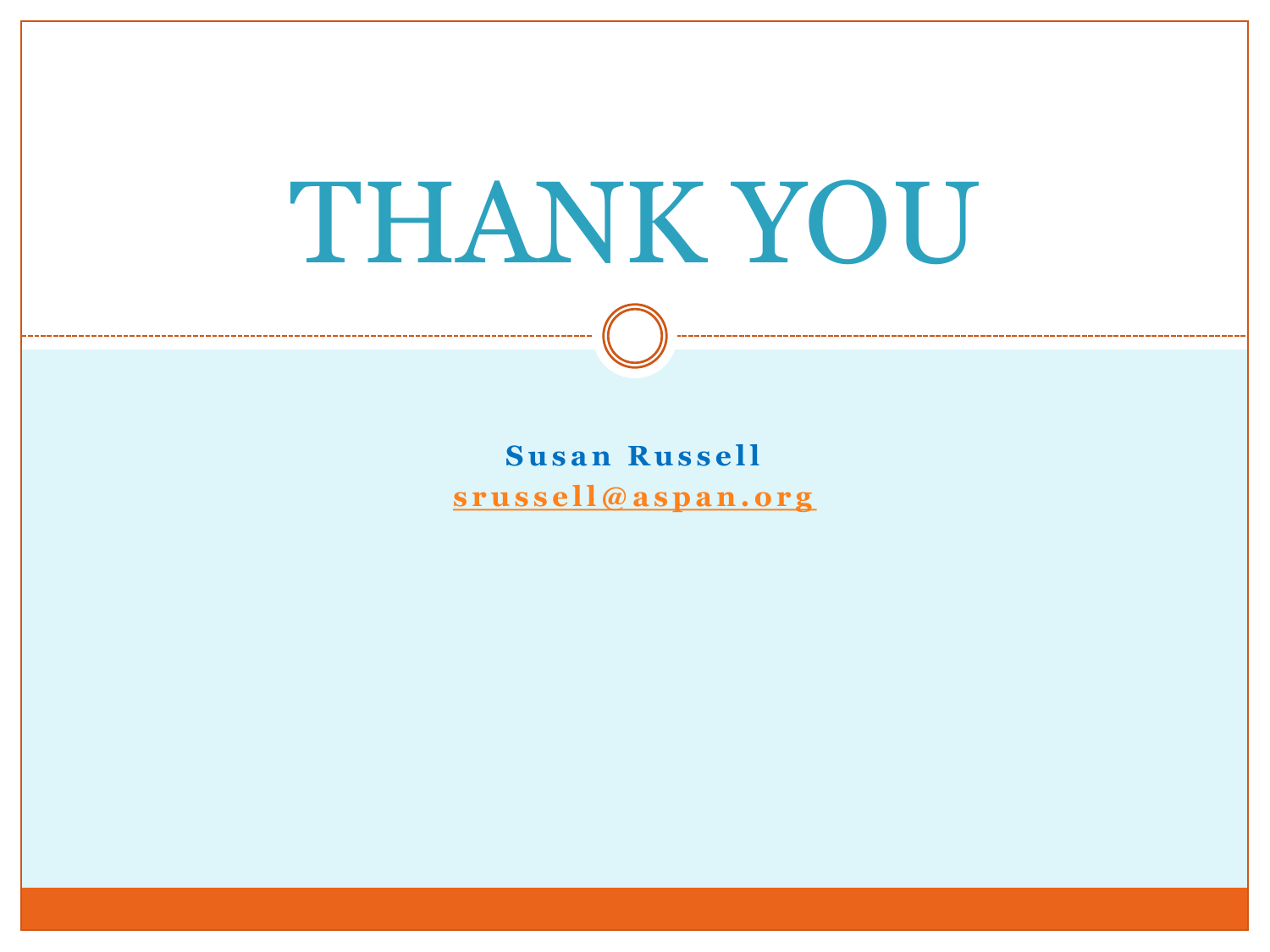# THANK YOU

**Susan Russell**

**srussell@aspan.org**